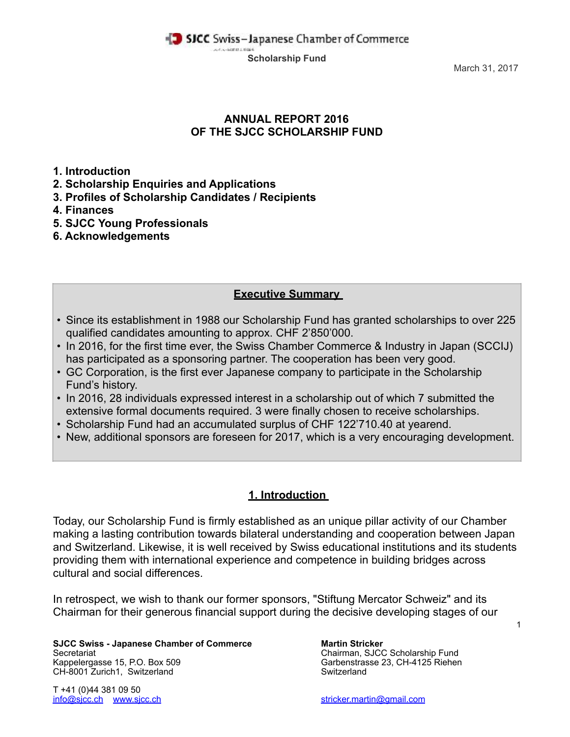SJCC Swiss–Japanese Chamber of Commerce

Scholarship Fund

March 31, 2017

# ANNUAL REPORT 2016
# OF THE SJCC SCHOLARSHIP FUND

**1. Introduction**
**2. Scholarship Enquiries and Applications**
**3. Profiles of Scholarship Candidates / Recipients**
**4. Finances**
**5. SJCC Young Professionals**
**6. Acknowledgements**

## Executive Summary

- Since its establishment in 1988 our Scholarship Fund has granted scholarships to over 225 qualified candidates amounting to approx. CHF 2'850'000.
- In 2016, for the first time ever, the Swiss Chamber Commerce & Industry in Japan (SCCIJ) has participated as a sponsoring partner. The cooperation has been very good.
- GC Corporation, is the first ever Japanese company to participate in the Scholarship Fund's history.
- In 2016, 28 individuals expressed interest in a scholarship out of which 7 submitted the extensive formal documents required. 3 were finally chosen to receive scholarships.
- Scholarship Fund had an accumulated surplus of CHF 122'710.40 at yearend.
- New, additional sponsors are foreseen for 2017, which is a very encouraging development.

## 1. Introduction

Today, our Scholarship Fund is firmly established as an unique pillar activity of our Chamber making a lasting contribution towards bilateral understanding and cooperation between Japan and Switzerland. Likewise, it is well received by Swiss educational institutions and its students providing them with international experience and competence in building bridges across cultural and social differences.

In retrospect, we wish to thank our former sponsors, "Stiftung Mercator Schweiz" and its Chairman for their generous financial support during the decisive developing stages of our

**SJCC Swiss - Japanese Chamber of Commerce**
Secretariat
Kappelergasse 15, P.O. Box 509
CH-8001 Zurich1, Switzerland

T +41 (0)44 381 09 50
info@sjcc.ch www.sjcc.ch

**Martin Stricker**
Chairman, SJCC Scholarship Fund
Garbenstrasse 23, CH-4125 Riehen
Switzerland

stricker.martin@gmail.com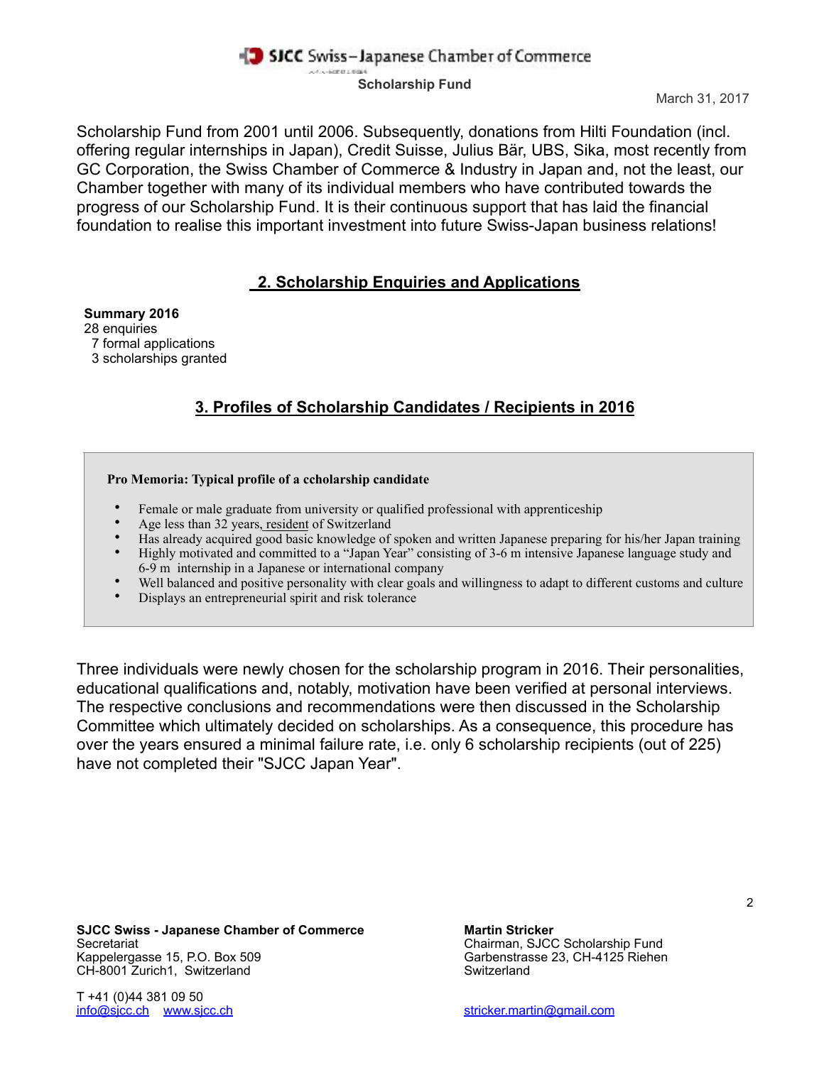Scholarship Fund from 2001 until 2006. Subsequently, donations from Hilti Foundation (incl. offering regular internships in Japan), Credit Suisse, Julius Bär, UBS, Sika, most recently from GC Corporation, the Swiss Chamber of Commerce & Industry in Japan and, not the least, our Chamber together with many of its individual members who have contributed towards the progress of our Scholarship Fund. It is their continuous support that has laid the financial foundation to realise this important investment into future Swiss-Japan business relations!

## 2. Scholarship Enquiries and Applications

**Summary 2016**
28 enquiries
7 formal applications
3 scholarships granted

## 3. Profiles of Scholarship Candidates / Recipients in 2016

**Pro Memoria: Typical profile of a ccholarship candidate**

- Female or male graduate from university or qualified professional with apprenticeship
- Age less than 32 years, resident of Switzerland
- Has already acquired good basic knowledge of spoken and written Japanese preparing for his/her Japan training
- Highly motivated and committed to a "Japan Year" consisting of 3-6 m intensive Japanese language study and 6-9 m internship in a Japanese or international company
- Well balanced and positive personality with clear goals and willingness to adapt to different customs and culture
- Displays an entrepreneurial spirit and risk tolerance

Three individuals were newly chosen for the scholarship program in 2016. Their personalities, educational qualifications and, notably, motivation have been verified at personal interviews. The respective conclusions and recommendations were then discussed in the Scholarship Committee which ultimately decided on scholarships. As a consequence, this procedure has over the years ensured a minimal failure rate, i.e. only 6 scholarship recipients (out of 225) have not completed their "SJCC Japan Year".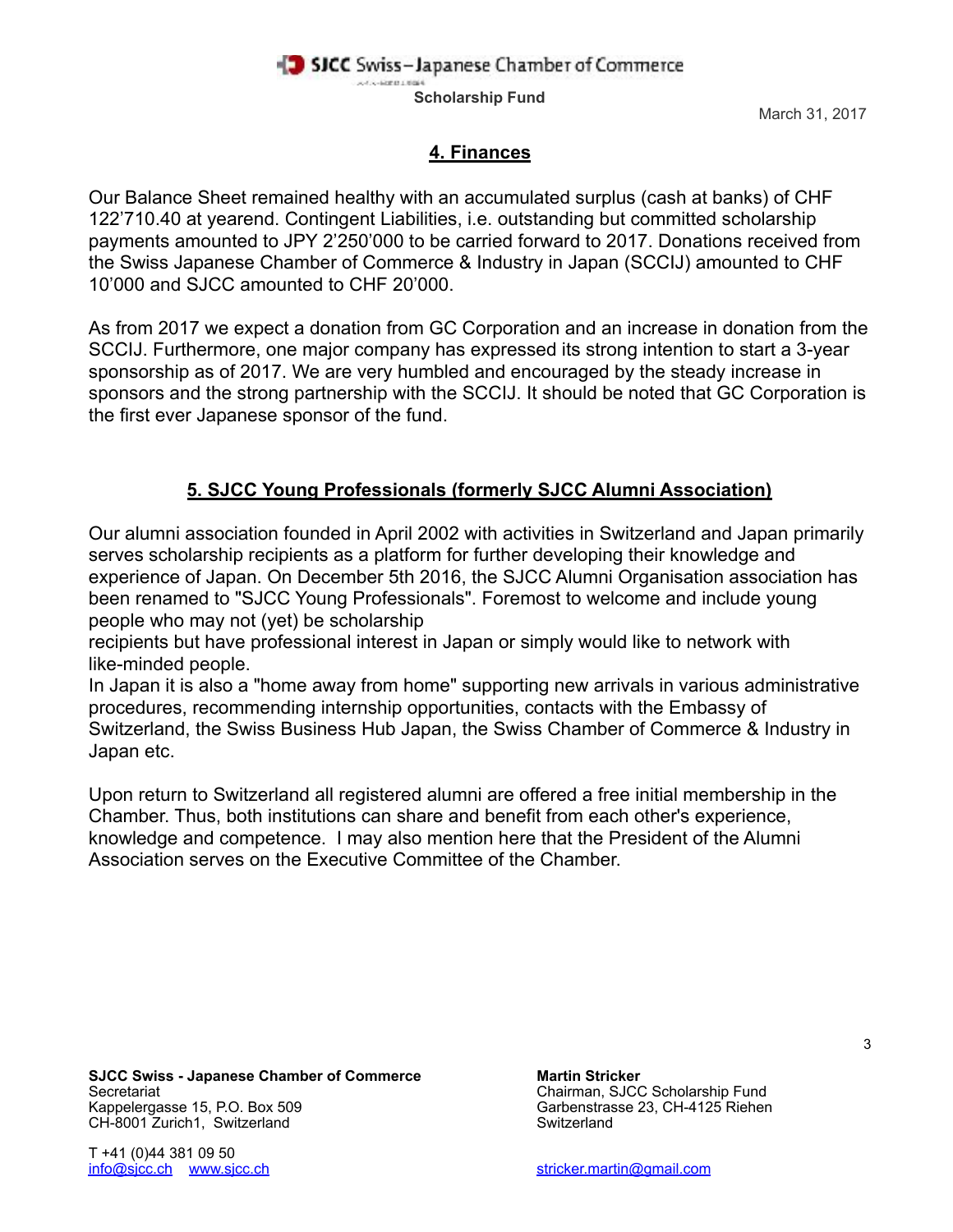## 4. Finances

Our Balance Sheet remained healthy with an accumulated surplus (cash at banks) of CHF 122’710.40 at yearend. Contingent Liabilities, i.e. outstanding but committed scholarship payments amounted to JPY 2’250’000 to be carried forward to 2017. Donations received from the Swiss Japanese Chamber of Commerce & Industry in Japan (SCCIJ) amounted to CHF 10’000 and SJCC amounted to CHF 20’000.

As from 2017 we expect a donation from GC Corporation and an increase in donation from the SCCIJ. Furthermore, one major company has expressed its strong intention to start a 3-year sponsorship as of 2017. We are very humbled and encouraged by the steady increase in sponsors and the strong partnership with the SCCIJ. It should be noted that GC Corporation is the first ever Japanese sponsor of the fund.

## 5. SJCC Young Professionals (formerly SJCC Alumni Association)

Our alumni association founded in April 2002 with activities in Switzerland and Japan primarily serves scholarship recipients as a platform for further developing their knowledge and experience of Japan. On December 5th 2016, the SJCC Alumni Organisation association has been renamed to "SJCC Young Professionals". Foremost to welcome and include young people who may not (yet) be scholarship recipients but have professional interest in Japan or simply would like to network with like-minded people.

In Japan it is also a "home away from home" supporting new arrivals in various administrative procedures, recommending internship opportunities, contacts with the Embassy of Switzerland, the Swiss Business Hub Japan, the Swiss Chamber of Commerce & Industry in Japan etc.

Upon return to Switzerland all registered alumni are offered a free initial membership in the Chamber. Thus, both institutions can share and benefit from each other's experience, knowledge and competence. I may also mention here that the President of the Alumni Association serves on the Executive Committee of the Chamber.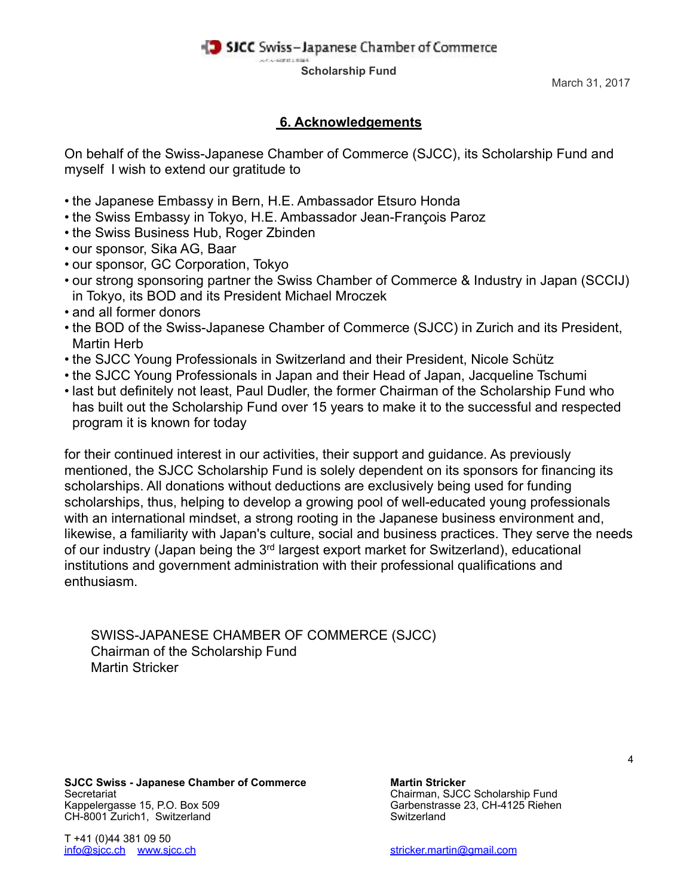SJCC Swiss–Japanese Chamber of Commerce

**Scholarship Fund**

March 31, 2017

## 6. Acknowledgements

On behalf of the Swiss-Japanese Chamber of Commerce (SJCC), its Scholarship Fund and myself I wish to extend our gratitude to

- the Japanese Embassy in Bern, H.E. Ambassador Etsuro Honda
- the Swiss Embassy in Tokyo, H.E. Ambassador Jean-François Paroz
- the Swiss Business Hub, Roger Zbinden
- our sponsor, Sika AG, Baar
- our sponsor, GC Corporation, Tokyo
- our strong sponsoring partner the Swiss Chamber of Commerce & Industry in Japan (SCCIJ) in Tokyo, its BOD and its President Michael Mroczek
- and all former donors
- the BOD of the Swiss-Japanese Chamber of Commerce (SJCC) in Zurich and its President, Martin Herb
- the SJCC Young Professionals in Switzerland and their President, Nicole Schütz
- the SJCC Young Professionals in Japan and their Head of Japan, Jacqueline Tschumi
- last but definitely not least, Paul Dudler, the former Chairman of the Scholarship Fund who has built out the Scholarship Fund over 15 years to make it to the successful and respected program it is known for today

for their continued interest in our activities, their support and guidance. As previously mentioned, the SJCC Scholarship Fund is solely dependent on its sponsors for financing its scholarships. All donations without deductions are exclusively being used for funding scholarships, thus, helping to develop a growing pool of well-educated young professionals with an international mindset, a strong rooting in the Japanese business environment and, likewise, a familiarity with Japan's culture, social and business practices. They serve the needs of our industry (Japan being the 3rd largest export market for Switzerland), educational institutions and government administration with their professional qualifications and enthusiasm.

SWISS-JAPANESE CHAMBER OF COMMERCE (SJCC)
Chairman of the Scholarship Fund
Martin Stricker

**SJCC Swiss - Japanese Chamber of Commerce**
Secretariat
Kappelergasse 15, P.O. Box 509
CH-8001 Zurich1, Switzerland

T +41 (0)44 381 09 50
info@sjcc.ch www.sjcc.ch

**Martin Stricker**
Chairman, SJCC Scholarship Fund
Garbenstrasse 23, CH-4125 Riehen
Switzerland

stricker.martin@gmail.com